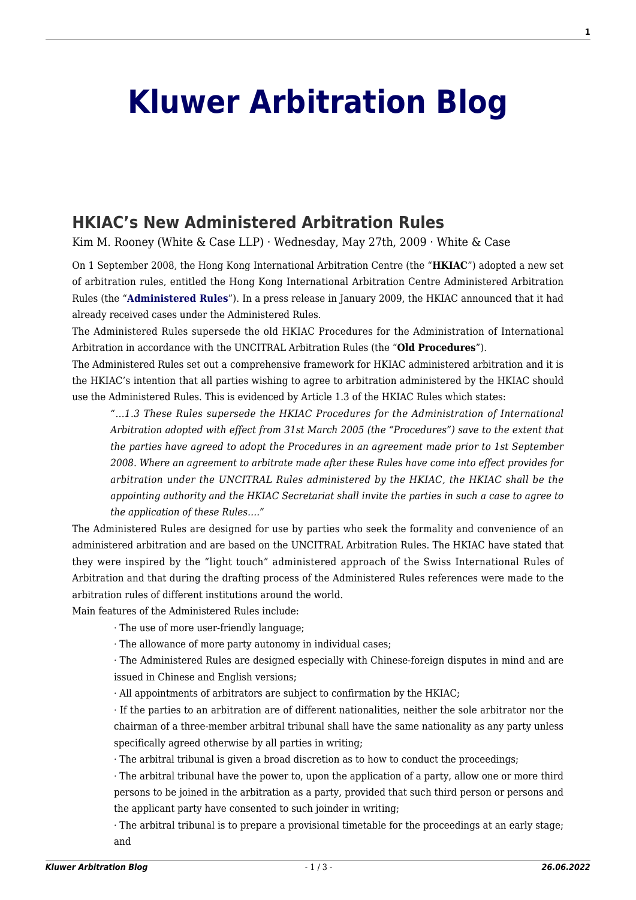# Kluwer Arbitration Blog

## HKIAC's New Administered Arbitration Rules

Kim M. Rooney (White & Case LLP) · Wednesday, May 27th, 2009 · White & Case

On 1 September 2008, the Hong Kong International Arbitration Centre (the "**HKIAC**") adopted a new set of arbitration rules, entitled the Hong Kong International Arbitration Centre Administered Arbitration Rules (the "**Administered Rules**"). In a press release in January 2009, the HKIAC announced that it had already received cases under the Administered Rules.

The Administered Rules supersede the old HKIAC Procedures for the Administration of International Arbitration in accordance with the UNCITRAL Arbitration Rules (the "**Old Procedures**").

The Administered Rules set out a comprehensive framework for HKIAC administered arbitration and it is the HKIAC's intention that all parties wishing to agree to arbitration administered by the HKIAC should use the Administered Rules. This is evidenced by Article 1.3 of the HKIAC Rules which states:

> *"…1.3 These Rules supersede the HKIAC Procedures for the Administration of International Arbitration adopted with effect from 31st March 2005 (the "Procedures") save to the extent that the parties have agreed to adopt the Procedures in an agreement made prior to 1st September 2008. Where an agreement to arbitrate made after these Rules have come into effect provides for arbitration under the UNCITRAL Rules administered by the HKIAC, the HKIAC shall be the appointing authority and the HKIAC Secretariat shall invite the parties in such a case to agree to the application of these Rules…."*

The Administered Rules are designed for use by parties who seek the formality and convenience of an administered arbitration and are based on the UNCITRAL Arbitration Rules. The HKIAC have stated that they were inspired by the "light touch" administered approach of the Swiss International Rules of Arbitration and that during the drafting process of the Administered Rules references were made to the arbitration rules of different institutions around the world.

Main features of the Administered Rules include:

- The use of more user-friendly language;
- The allowance of more party autonomy in individual cases;
- The Administered Rules are designed especially with Chinese-foreign disputes in mind and are issued in Chinese and English versions;
- All appointments of arbitrators are subject to confirmation by the HKIAC;
- If the parties to an arbitration are of different nationalities, neither the sole arbitrator nor the chairman of a three-member arbitral tribunal shall have the same nationality as any party unless specifically agreed otherwise by all parties in writing;
- The arbitral tribunal is given a broad discretion as to how to conduct the proceedings;
- The arbitral tribunal have the power to, upon the application of a party, allow one or more third persons to be joined in the arbitration as a party, provided that such third person or persons and the applicant party have consented to such joinder in writing;
- The arbitral tribunal is to prepare a provisional timetable for the proceedings at an early stage; and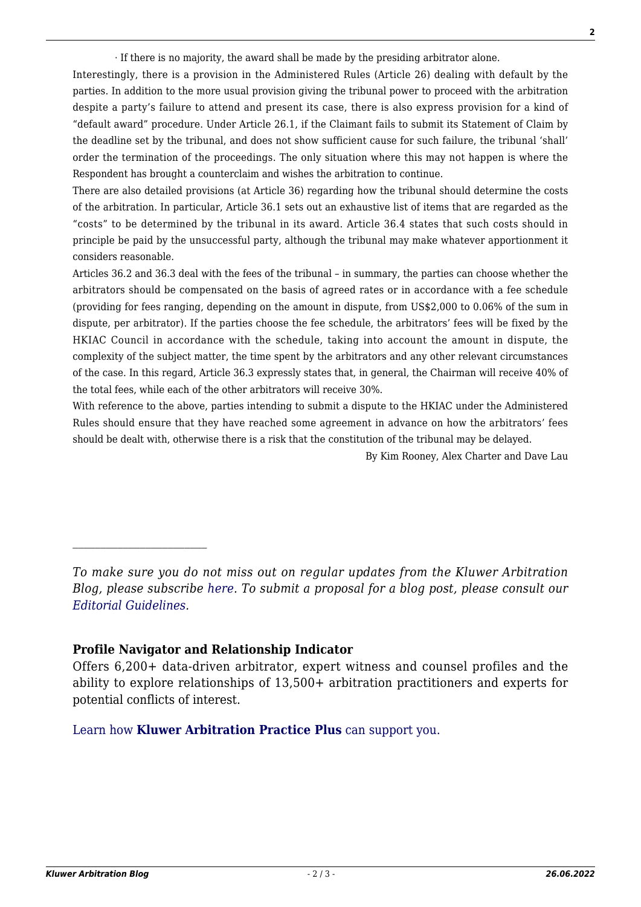· If there is no majority, the award shall be made by the presiding arbitrator alone.

Interestingly, there is a provision in the Administered Rules (Article 26) dealing with default by the parties. In addition to the more usual provision giving the tribunal power to proceed with the arbitration despite a party's failure to attend and present its case, there is also express provision for a kind of "default award" procedure. Under Article 26.1, if the Claimant fails to submit its Statement of Claim by the deadline set by the tribunal, and does not show sufficient cause for such failure, the tribunal 'shall' order the termination of the proceedings. The only situation where this may not happen is where the Respondent has brought a counterclaim and wishes the arbitration to continue.

There are also detailed provisions (at Article 36) regarding how the tribunal should determine the costs of the arbitration. In particular, Article 36.1 sets out an exhaustive list of items that are regarded as the "costs" to be determined by the tribunal in its award. Article 36.4 states that such costs should in principle be paid by the unsuccessful party, although the tribunal may make whatever apportionment it considers reasonable.

Articles 36.2 and 36.3 deal with the fees of the tribunal – in summary, the parties can choose whether the arbitrators should be compensated on the basis of agreed rates or in accordance with a fee schedule (providing for fees ranging, depending on the amount in dispute, from US$2,000 to 0.06% of the sum in dispute, per arbitrator). If the parties choose the fee schedule, the arbitrators' fees will be fixed by the HKIAC Council in accordance with the schedule, taking into account the amount in dispute, the complexity of the subject matter, the time spent by the arbitrators and any other relevant circumstances of the case. In this regard, Article 36.3 expressly states that, in general, the Chairman will receive 40% of the total fees, while each of the other arbitrators will receive 30%.

With reference to the above, parties intending to submit a dispute to the HKIAC under the Administered Rules should ensure that they have reached some agreement in advance on how the arbitrators' fees should be dealt with, otherwise there is a risk that the constitution of the tribunal may be delayed.

By Kim Rooney, Alex Charter and Dave Lau

---

*To make sure you do not miss out on regular updates from the Kluwer Arbitration Blog, please subscribe here. To submit a proposal for a blog post, please consult our Editorial Guidelines.*

**Profile Navigator and Relationship Indicator**

Offers 6,200+ data-driven arbitrator, expert witness and counsel profiles and the ability to explore relationships of 13,500+ arbitration practitioners and experts for potential conflicts of interest.

Learn how **Kluwer Arbitration Practice Plus** can support you.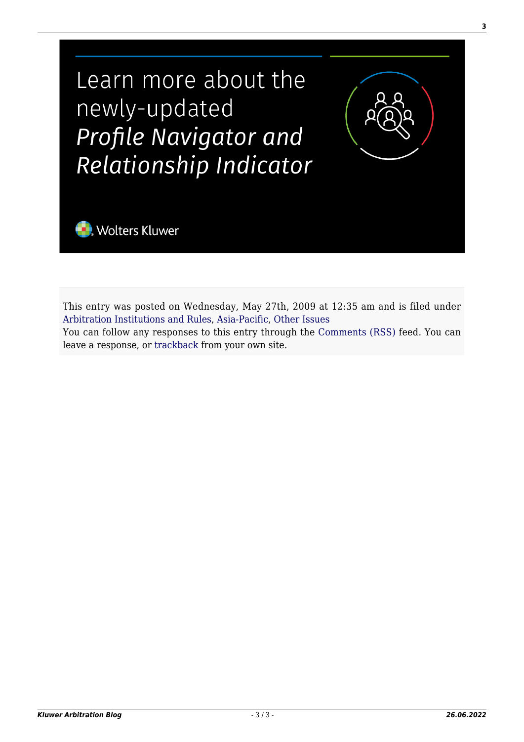Learn more about the newly-updated *Profile Navigator and Relationship Indicator*

Wolters Kluwer

This entry was posted on Wednesday, May 27th, 2009 at 12:35 am and is filed under Arbitration Institutions and Rules, Asia-Pacific, Other Issues
You can follow any responses to this entry through the Comments (RSS) feed. You can leave a response, or trackback from your own site.